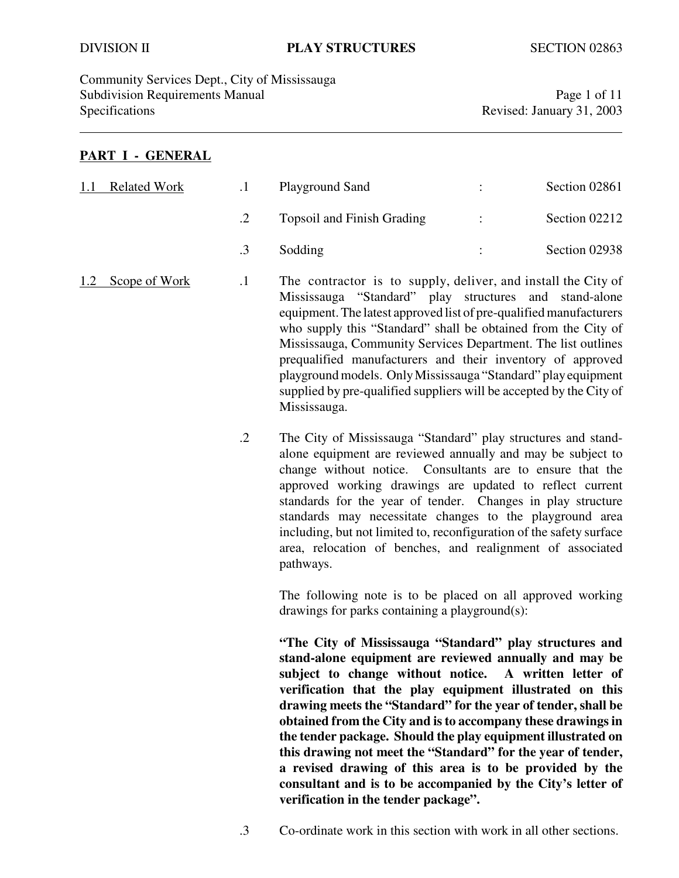## PART I - GENERAL

### 1.1 Related Work

.1 Playground Sand : Section 02861

.2 Topsoil and Finish Grading : Section 02212

.3 Sodding : Section 02938

### 1.2 Scope of Work

.1 The contractor is to supply, deliver, and install the City of Mississauga "Standard" play structures and stand-alone equipment. The latest approved list of pre-qualified manufacturers who supply this "Standard" shall be obtained from the City of Mississauga, Community Services Department. The list outlines prequalified manufacturers and their inventory of approved playground models. Only Mississauga "Standard" play equipment supplied by pre-qualified suppliers will be accepted by the City of Mississauga.

.2 The City of Mississauga "Standard" play structures and stand-alone equipment are reviewed annually and may be subject to change without notice. Consultants are to ensure that the approved working drawings are updated to reflect current standards for the year of tender. Changes in play structure standards may necessitate changes to the playground area including, but not limited to, reconfiguration of the safety surface area, relocation of benches, and realignment of associated pathways.

The following note is to be placed on all approved working drawings for parks containing a playground(s):

**"The City of Mississauga "Standard" play structures and stand-alone equipment are reviewed annually and may be subject to change without notice. A written letter of verification that the play equipment illustrated on this drawing meets the "Standard" for the year of tender, shall be obtained from the City and is to accompany these drawings in the tender package. Should the play equipment illustrated on this drawing not meet the "Standard" for the year of tender, a revised drawing of this area is to be provided by the consultant and is to be accompanied by the City's letter of verification in the tender package".**

.3 Co-ordinate work in this section with work in all other sections.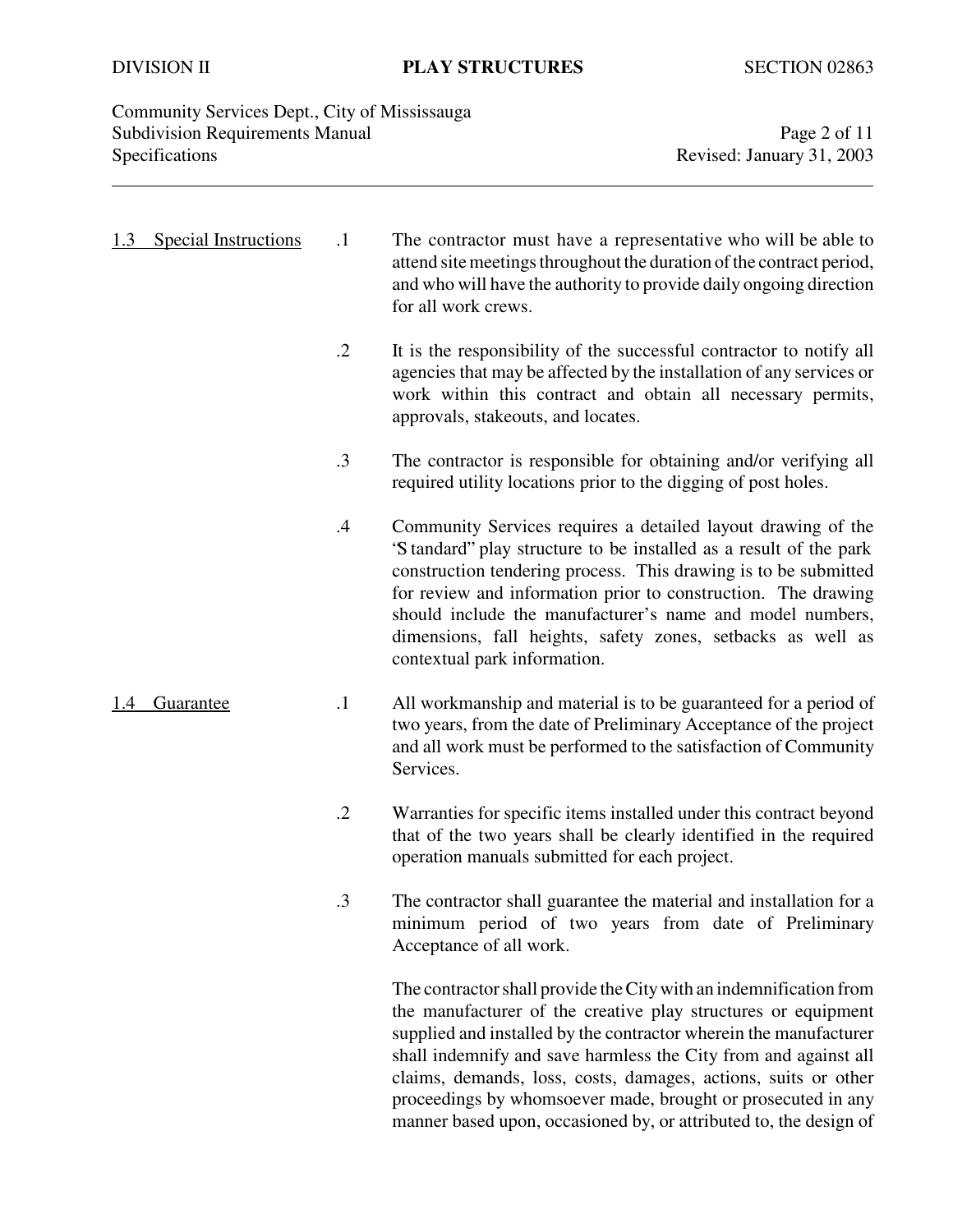## 1.3 Special Instructions

.1 The contractor must have a representative who will be able to attend site meetings throughout the duration of the contract period, and who will have the authority to provide daily ongoing direction for all work crews.

.2 It is the responsibility of the successful contractor to notify all agencies that may be affected by the installation of any services or work within this contract and obtain all necessary permits, approvals, stakeouts, and locates.

.3 The contractor is responsible for obtaining and/or verifying all required utility locations prior to the digging of post holes.

.4 Community Services requires a detailed layout drawing of the 'Standard" play structure to be installed as a result of the park construction tendering process. This drawing is to be submitted for review and information prior to construction. The drawing should include the manufacturer's name and model numbers, dimensions, fall heights, safety zones, setbacks as well as contextual park information.

## 1.4 Guarantee

.1 All workmanship and material is to be guaranteed for a period of two years, from the date of Preliminary Acceptance of the project and all work must be performed to the satisfaction of Community Services.

.2 Warranties for specific items installed under this contract beyond that of the two years shall be clearly identified in the required operation manuals submitted for each project.

.3 The contractor shall guarantee the material and installation for a minimum period of two years from date of Preliminary Acceptance of all work.

The contractor shall provide the City with an indemnification from the manufacturer of the creative play structures or equipment supplied and installed by the contractor wherein the manufacturer shall indemnify and save harmless the City from and against all claims, demands, loss, costs, damages, actions, suits or other proceedings by whomsoever made, brought or prosecuted in any manner based upon, occasioned by, or attributed to, the design of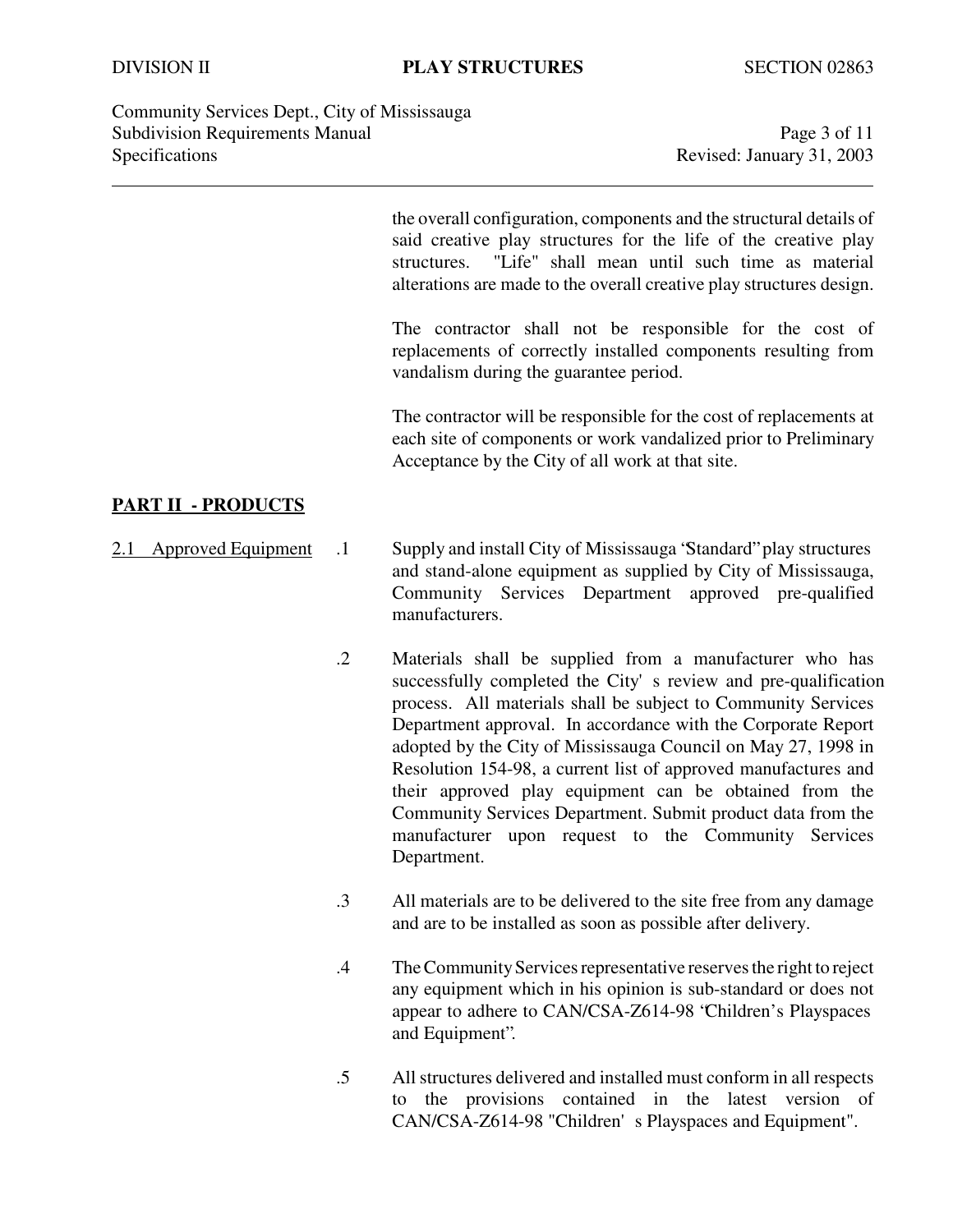the overall configuration, components and the structural details of said creative play structures for the life of the creative play structures. "Life" shall mean until such time as material alterations are made to the overall creative play structures design.

The contractor shall not be responsible for the cost of replacements of correctly installed components resulting from vandalism during the guarantee period.

The contractor will be responsible for the cost of replacements at each site of components or work vandalized prior to Preliminary Acceptance by the City of all work at that site.

## PART II - PRODUCTS

2.1 Approved Equipment

.1 Supply and install City of Mississauga "Standard" play structures and stand-alone equipment as supplied by City of Mississauga, Community Services Department approved pre-qualified manufacturers.

.2 Materials shall be supplied from a manufacturer who has successfully completed the City's review and pre-qualification process. All materials shall be subject to Community Services Department approval. In accordance with the Corporate Report adopted by the City of Mississauga Council on May 27, 1998 in Resolution 154-98, a current list of approved manufactures and their approved play equipment can be obtained from the Community Services Department. Submit product data from the manufacturer upon request to the Community Services Department.

.3 All materials are to be delivered to the site free from any damage and are to be installed as soon as possible after delivery.

.4 The Community Services representative reserves the right to reject any equipment which in his opinion is sub-standard or does not appear to adhere to CAN/CSA-Z614-98 "Children's Playspaces and Equipment".

.5 All structures delivered and installed must conform in all respects to the provisions contained in the latest version of CAN/CSA-Z614-98 "Children's Playspaces and Equipment".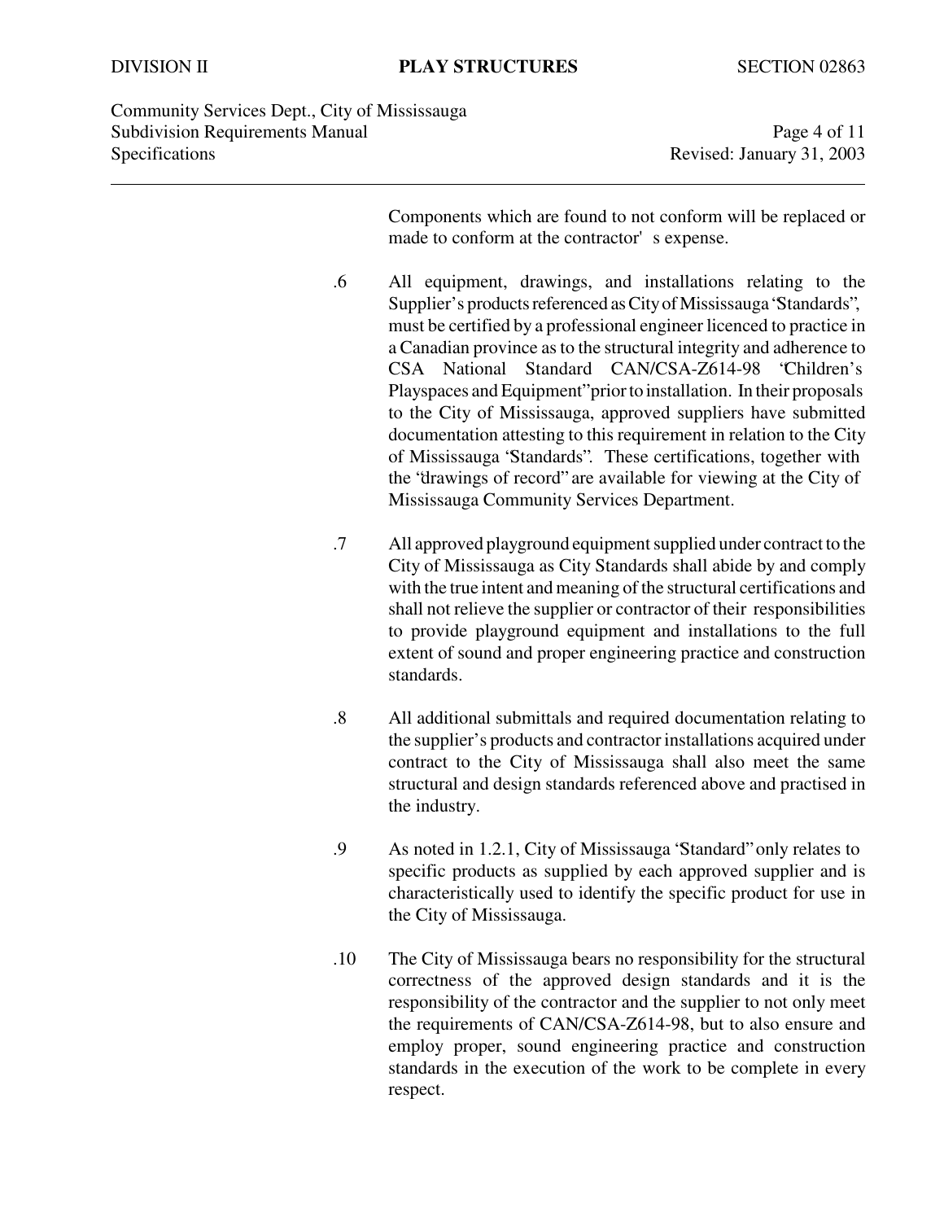Components which are found to not conform will be replaced or made to conform at the contractor's expense.

.6 All equipment, drawings, and installations relating to the Supplier's products referenced as City of Mississauga "Standards", must be certified by a professional engineer licenced to practice in a Canadian province as to the structural integrity and adherence to CSA National Standard CAN/CSA-Z614-98 "Children's Playspaces and Equipment" prior to installation. In their proposals to the City of Mississauga, approved suppliers have submitted documentation attesting to this requirement in relation to the City of Mississauga "Standards". These certifications, together with the "drawings of record" are available for viewing at the City of Mississauga Community Services Department.

.7 All approved playground equipment supplied under contract to the City of Mississauga as City Standards shall abide by and comply with the true intent and meaning of the structural certifications and shall not relieve the supplier or contractor of their responsibilities to provide playground equipment and installations to the full extent of sound and proper engineering practice and construction standards.

.8 All additional submittals and required documentation relating to the supplier's products and contractor installations acquired under contract to the City of Mississauga shall also meet the same structural and design standards referenced above and practised in the industry.

.9 As noted in 1.2.1, City of Mississauga "Standard" only relates to specific products as supplied by each approved supplier and is characteristically used to identify the specific product for use in the City of Mississauga.

.10 The City of Mississauga bears no responsibility for the structural correctness of the approved design standards and it is the responsibility of the contractor and the supplier to not only meet the requirements of CAN/CSA-Z614-98, but to also ensure and employ proper, sound engineering practice and construction standards in the execution of the work to be complete in every respect.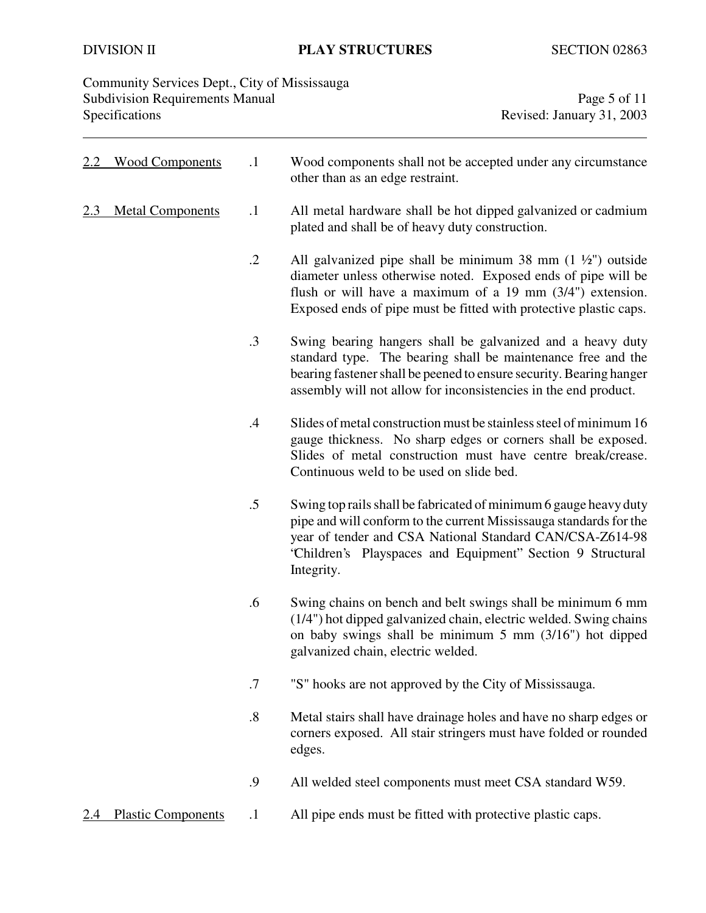**2.2 Wood Components**

.1 Wood components shall not be accepted under any circumstance other than as an edge restraint.

**2.3 Metal Components**

.1 All metal hardware shall be hot dipped galvanized or cadmium plated and shall be of heavy duty construction.

.2 All galvanized pipe shall be minimum 38 mm (1 ½") outside diameter unless otherwise noted. Exposed ends of pipe will be flush or will have a maximum of a 19 mm (3/4") extension. Exposed ends of pipe must be fitted with protective plastic caps.

.3 Swing bearing hangers shall be galvanized and a heavy duty standard type. The bearing shall be maintenance free and the bearing fastener shall be peened to ensure security. Bearing hanger assembly will not allow for inconsistencies in the end product.

.4 Slides of metal construction must be stainless steel of minimum 16 gauge thickness. No sharp edges or corners shall be exposed. Slides of metal construction must have centre break/crease. Continuous weld to be used on slide bed.

.5 Swing top rails shall be fabricated of minimum 6 gauge heavy duty pipe and will conform to the current Mississauga standards for the year of tender and CSA National Standard CAN/CSA-Z614-98 'Children's Playspaces and Equipment" Section 9 Structural Integrity.

.6 Swing chains on bench and belt swings shall be minimum 6 mm (1/4") hot dipped galvanized chain, electric welded. Swing chains on baby swings shall be minimum 5 mm (3/16") hot dipped galvanized chain, electric welded.

.7 "S" hooks are not approved by the City of Mississauga.

.8 Metal stairs shall have drainage holes and have no sharp edges or corners exposed. All stair stringers must have folded or rounded edges.

.9 All welded steel components must meet CSA standard W59.

**2.4 Plastic Components**

.1 All pipe ends must be fitted with protective plastic caps.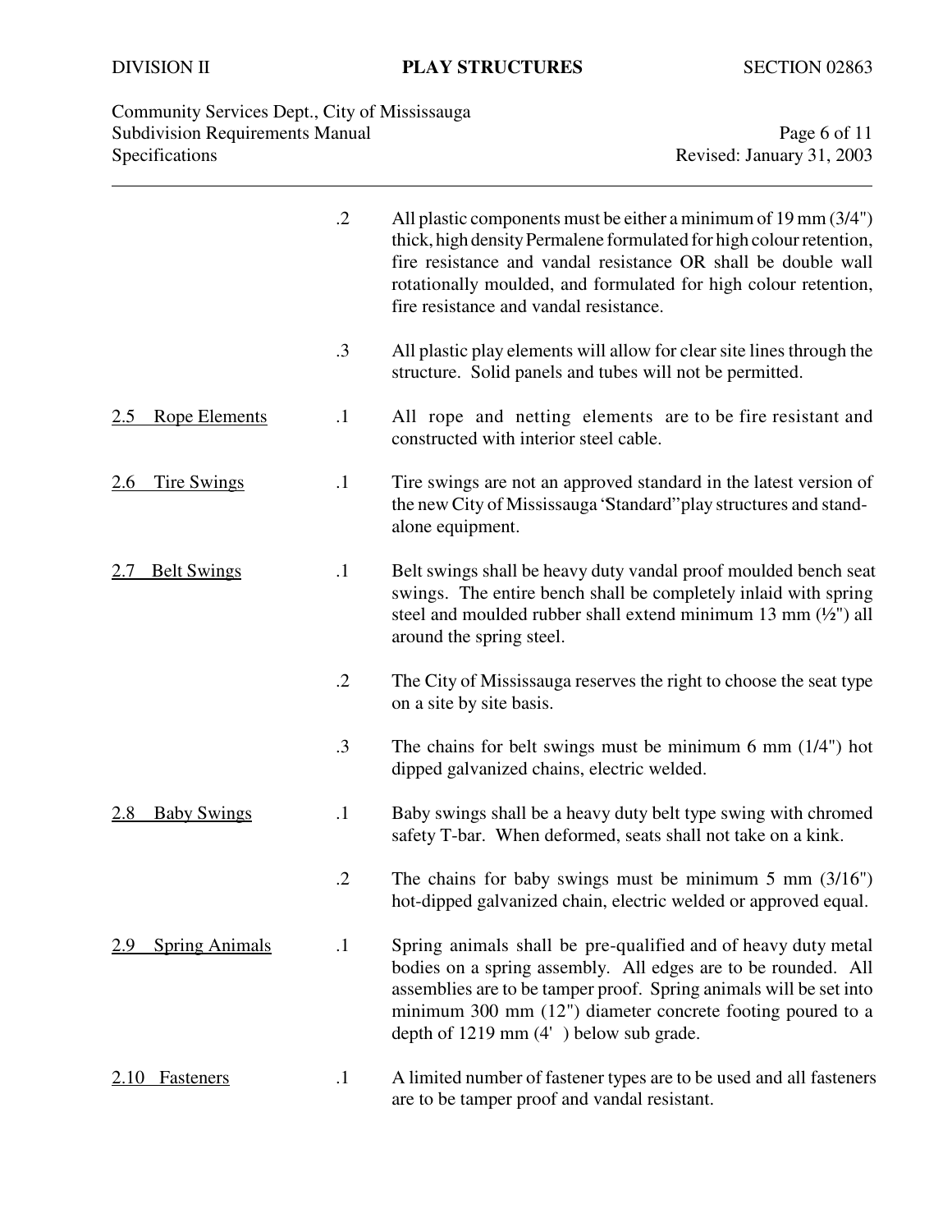.2 All plastic components must be either a minimum of 19 mm (3/4") thick, high density Permalene formulated for high colour retention, fire resistance and vandal resistance OR shall be double wall rotationally moulded, and formulated for high colour retention, fire resistance and vandal resistance.

.3 All plastic play elements will allow for clear site lines through the structure. Solid panels and tubes will not be permitted.

<u>2.5 Rope Elements</u>

.1 All rope and netting elements are to be fire resistant and constructed with interior steel cable.

<u>2.6 Tire Swings</u>

.1 Tire swings are not an approved standard in the latest version of the new City of Mississauga ‘Standard” play structures and stand-alone equipment.

<u>2.7 Belt Swings</u>

.1 Belt swings shall be heavy duty vandal proof moulded bench seat swings. The entire bench shall be completely inlaid with spring steel and moulded rubber shall extend minimum 13 mm (½") all around the spring steel.

.2 The City of Mississauga reserves the right to choose the seat type on a site by site basis.

.3 The chains for belt swings must be minimum 6 mm (1/4") hot dipped galvanized chains, electric welded.

<u>2.8 Baby Swings</u>

.1 Baby swings shall be a heavy duty belt type swing with chromed safety T-bar. When deformed, seats shall not take on a kink.

.2 The chains for baby swings must be minimum 5 mm (3/16") hot-dipped galvanized chain, electric welded or approved equal.

<u>2.9 Spring Animals</u>

.1 Spring animals shall be pre-qualified and of heavy duty metal bodies on a spring assembly. All edges are to be rounded. All assemblies are to be tamper proof. Spring animals will be set into minimum 300 mm (12") diameter concrete footing poured to a depth of 1219 mm (4' ) below sub grade.

<u>2.10 Fasteners</u>

.1 A limited number of fastener types are to be used and all fasteners are to be tamper proof and vandal resistant.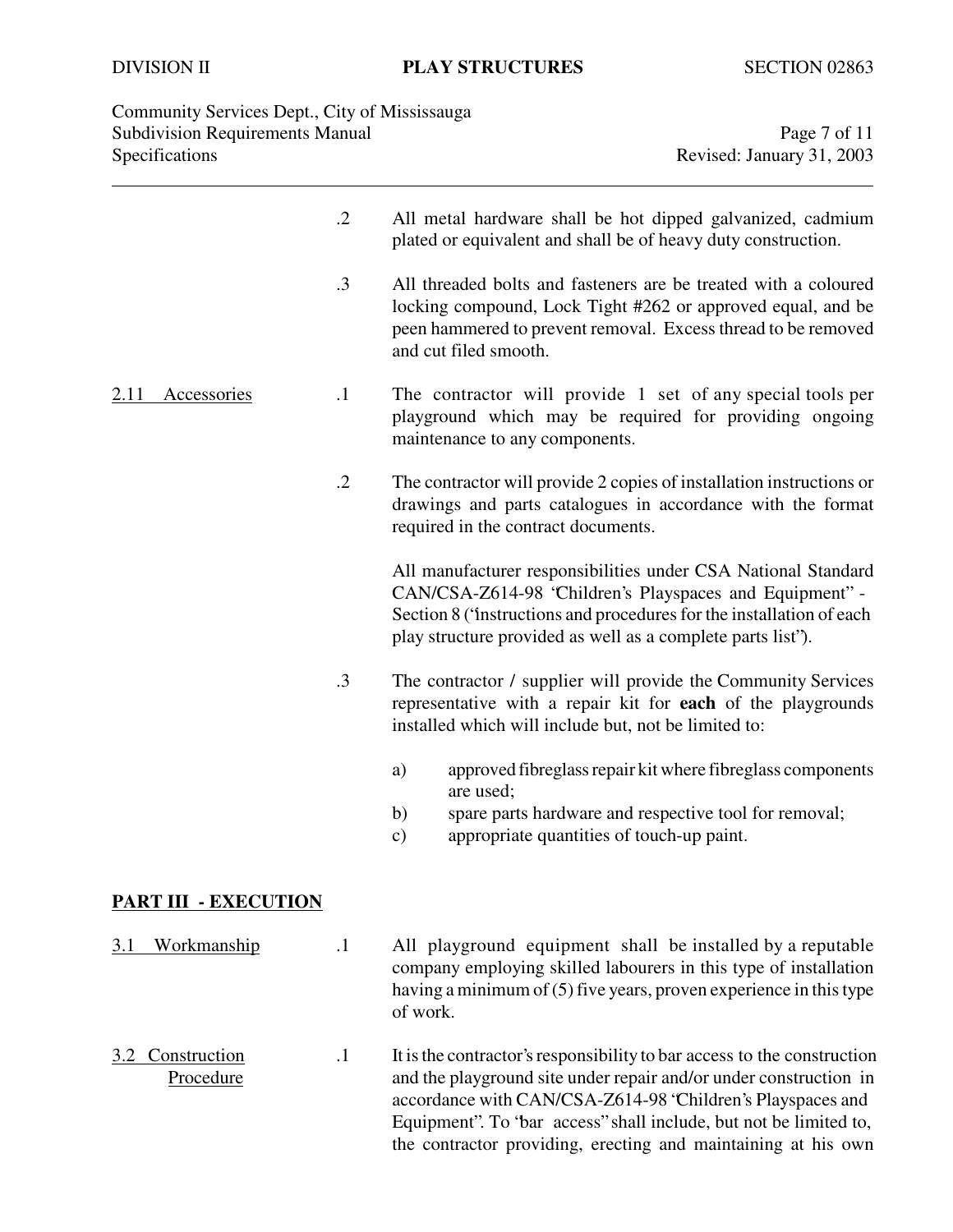.2 All metal hardware shall be hot dipped galvanized, cadmium plated or equivalent and shall be of heavy duty construction.

.3 All threaded bolts and fasteners are be treated with a coloured locking compound, Lock Tight #262 or approved equal, and be peen hammered to prevent removal. Excess thread to be removed and cut filed smooth.

<u>2.11 Accessories</u>

.1 The contractor will provide 1 set of any special tools per playground which may be required for providing ongoing maintenance to any components.

.2 The contractor will provide 2 copies of installation instructions or drawings and parts catalogues in accordance with the format required in the contract documents.

All manufacturer responsibilities under CSA National Standard CAN/CSA-Z614-98 "Children's Playspaces and Equipment" - Section 8 ("instructions and procedures for the installation of each play structure provided as well as a complete parts list").

.3 The contractor / supplier will provide the Community Services representative with a repair kit for **each** of the playgrounds installed which will include but, not be limited to:

a) approved fibreglass repair kit where fibreglass components are used;
b) spare parts hardware and respective tool for removal;
c) appropriate quantities of touch-up paint.

## PART III - EXECUTION

<u>3.1 Workmanship</u>

.1 All playground equipment shall be installed by a reputable company employing skilled labourers in this type of installation having a minimum of (5) five years, proven experience in this type of work.

<u>3.2 Construction Procedure</u>

.1 It is the contractor's responsibility to bar access to the construction and the playground site under repair and/or under construction in accordance with CAN/CSA-Z614-98 "Children's Playspaces and Equipment". To "bar access" shall include, but not be limited to, the contractor providing, erecting and maintaining at his own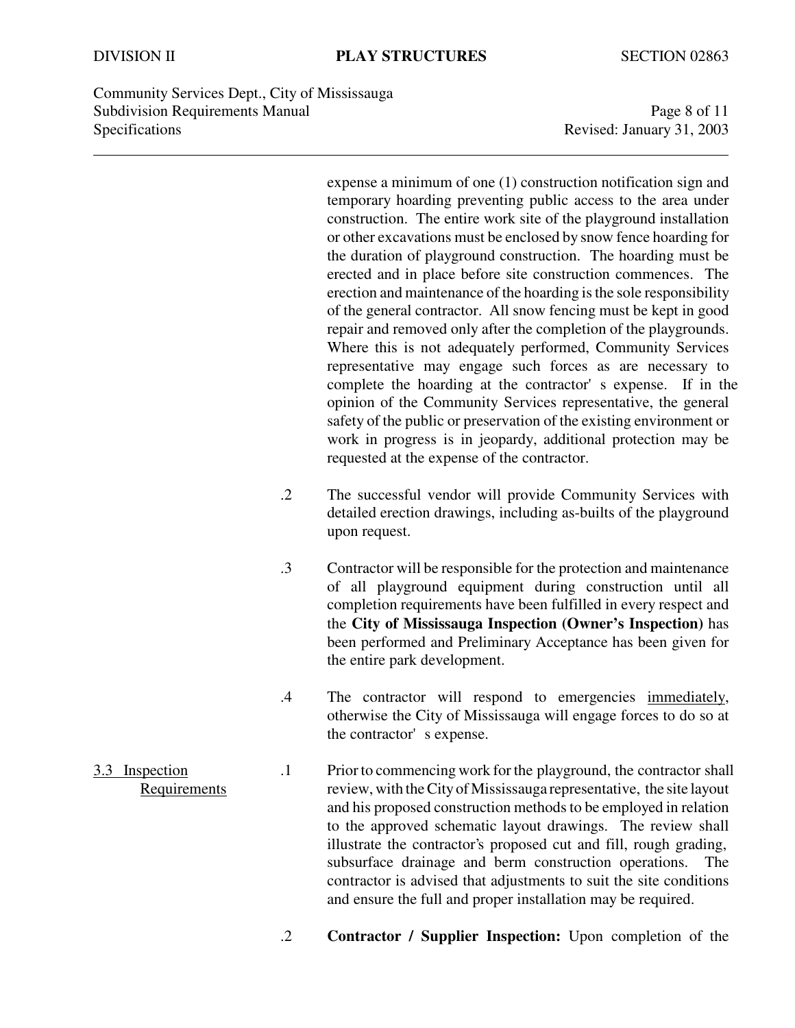expense a minimum of one (1) construction notification sign and temporary hoarding preventing public access to the area under construction. The entire work site of the playground installation or other excavations must be enclosed by snow fence hoarding for the duration of playground construction. The hoarding must be erected and in place before site construction commences. The erection and maintenance of the hoarding is the sole responsibility of the general contractor. All snow fencing must be kept in good repair and removed only after the completion of the playgrounds. Where this is not adequately performed, Community Services representative may engage such forces as are necessary to complete the hoarding at the contractor' s expense. If in the opinion of the Community Services representative, the general safety of the public or preservation of the existing environment or work in progress is in jeopardy, additional protection may be requested at the expense of the contractor.

.2 The successful vendor will provide Community Services with detailed erection drawings, including as-builts of the playground upon request.

.3 Contractor will be responsible for the protection and maintenance of all playground equipment during construction until all completion requirements have been fulfilled in every respect and the **City of Mississauga Inspection (Owner's Inspection)** has been performed and Preliminary Acceptance has been given for the entire park development.

.4 The contractor will respond to emergencies <u>immediately</u>, otherwise the City of Mississauga will engage forces to do so at the contractor' s expense.

<u>3.3 Inspection Requirements</u>

.1 Prior to commencing work for the playground, the contractor shall review, with the City of Mississauga representative, the site layout and his proposed construction methods to be employed in relation to the approved schematic layout drawings. The review shall illustrate the contractor's proposed cut and fill, rough grading, subsurface drainage and berm construction operations. The contractor is advised that adjustments to suit the site conditions and ensure the full and proper installation may be required.

.2 **Contractor / Supplier Inspection:** Upon completion of the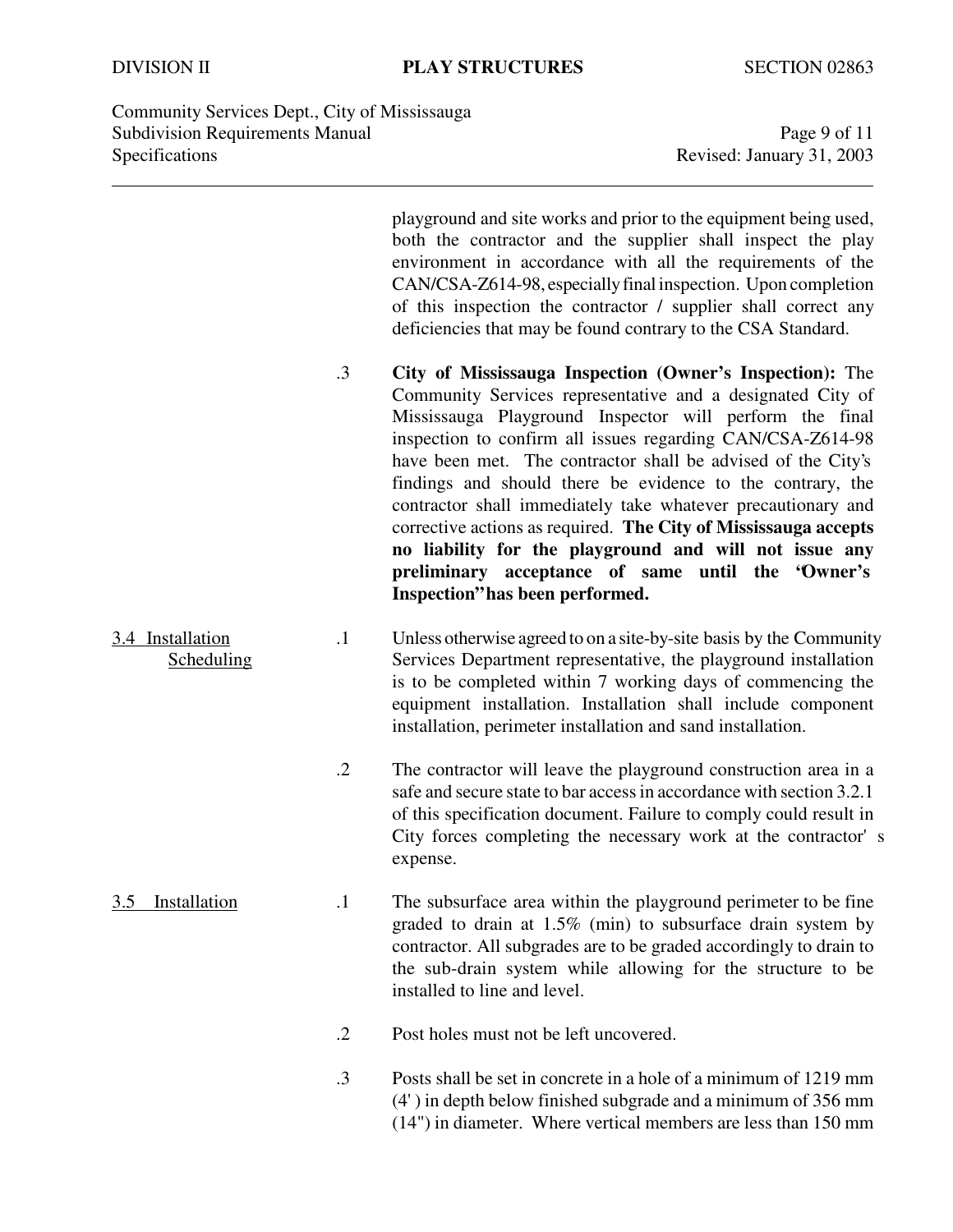playground and site works and prior to the equipment being used, both the contractor and the supplier shall inspect the play environment in accordance with all the requirements of the CAN/CSA-Z614-98, especially final inspection. Upon completion of this inspection the contractor / supplier shall correct any deficiencies that may be found contrary to the CSA Standard.

.3 **City of Mississauga Inspection (Owner's Inspection):** The Community Services representative and a designated City of Mississauga Playground Inspector will perform the final inspection to confirm all issues regarding CAN/CSA-Z614-98 have been met. The contractor shall be advised of the City's findings and should there be evidence to the contrary, the contractor shall immediately take whatever precautionary and corrective actions as required. **The City of Mississauga accepts no liability for the playground and will not issue any preliminary acceptance of same until the 'Owner's Inspection'' has been performed.**

3.4 Installation Scheduling

.1 Unless otherwise agreed to on a site-by-site basis by the Community Services Department representative, the playground installation is to be completed within 7 working days of commencing the equipment installation. Installation shall include component installation, perimeter installation and sand installation.

.2 The contractor will leave the playground construction area in a safe and secure state to bar access in accordance with section 3.2.1 of this specification document. Failure to comply could result in City forces completing the necessary work at the contractor' s expense.

3.5 Installation

.1 The subsurface area within the playground perimeter to be fine graded to drain at 1.5% (min) to subsurface drain system by contractor. All subgrades are to be graded accordingly to drain to the sub-drain system while allowing for the structure to be installed to line and level.

.2 Post holes must not be left uncovered.

.3 Posts shall be set in concrete in a hole of a minimum of 1219 mm (4' ) in depth below finished subgrade and a minimum of 356 mm (14") in diameter. Where vertical members are less than 150 mm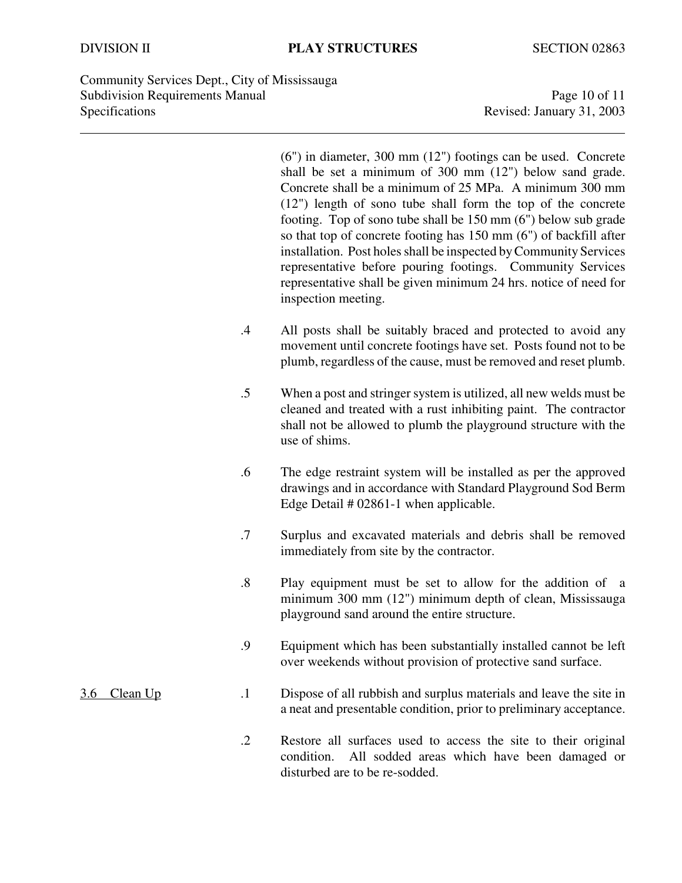(6") in diameter, 300 mm (12") footings can be used. Concrete shall be set a minimum of 300 mm (12") below sand grade. Concrete shall be a minimum of 25 MPa. A minimum 300 mm (12") length of sono tube shall form the top of the concrete footing. Top of sono tube shall be 150 mm (6") below sub grade so that top of concrete footing has 150 mm (6") of backfill after installation. Post holes shall be inspected by Community Services representative before pouring footings. Community Services representative shall be given minimum 24 hrs. notice of need for inspection meeting.

.4 All posts shall be suitably braced and protected to avoid any movement until concrete footings have set. Posts found not to be plumb, regardless of the cause, must be removed and reset plumb.

.5 When a post and stringer system is utilized, all new welds must be cleaned and treated with a rust inhibiting paint. The contractor shall not be allowed to plumb the playground structure with the use of shims.

.6 The edge restraint system will be installed as per the approved drawings and in accordance with Standard Playground Sod Berm Edge Detail # 02861-1 when applicable.

.7 Surplus and excavated materials and debris shall be removed immediately from site by the contractor.

.8 Play equipment must be set to allow for the addition of a minimum 300 mm (12") minimum depth of clean, Mississauga playground sand around the entire structure.

.9 Equipment which has been substantially installed cannot be left over weekends without provision of protective sand surface.

## 3.6 Clean Up

.1 Dispose of all rubbish and surplus materials and leave the site in a neat and presentable condition, prior to preliminary acceptance.

.2 Restore all surfaces used to access the site to their original condition. All sodded areas which have been damaged or disturbed are to be re-sodded.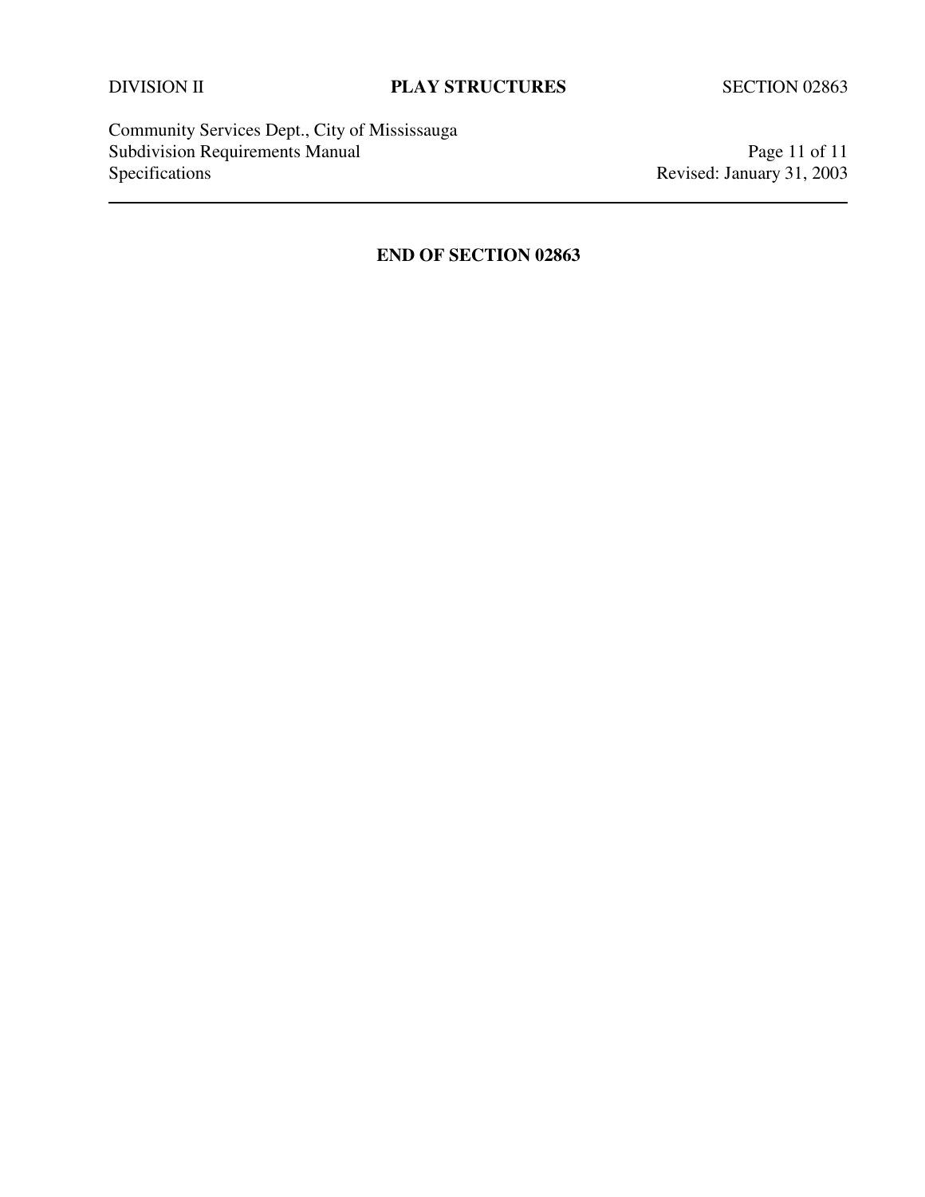**END OF SECTION 02863**